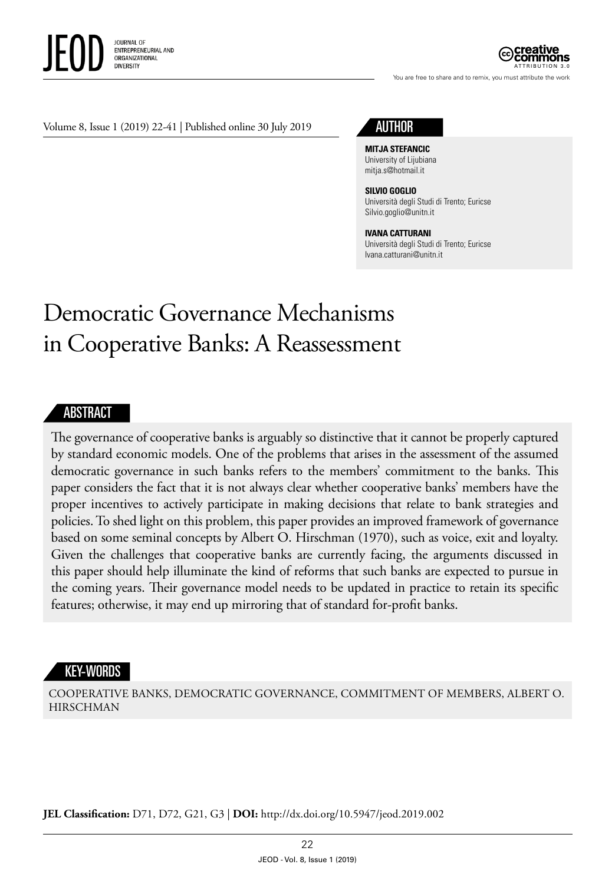## AUTHOR

**MITJA STEFANCIC**
University of Lijubiana
mitja.s@hotmail.it

**SILVIO GOGLIO**
Università degli Studi di Trento; Euricse
Silvio.goglio@unitn.it

**IVANA CATTURANI**
Università degli Studi di Trento; Euricse
Ivana.catturani@unitn.it

# Democratic Governance Mechanisms in Cooperative Banks: A Reassessment

## ABSTRACT

The governance of cooperative banks is arguably so distinctive that it cannot be properly captured by standard economic models. One of the problems that arises in the assessment of the assumed democratic governance in such banks refers to the members' commitment to the banks. This paper considers the fact that it is not always clear whether cooperative banks' members have the proper incentives to actively participate in making decisions that relate to bank strategies and policies. To shed light on this problem, this paper provides an improved framework of governance based on some seminal concepts by Albert O. Hirschman (1970), such as voice, exit and loyalty. Given the challenges that cooperative banks are currently facing, the arguments discussed in this paper should help illuminate the kind of reforms that such banks are expected to pursue in the coming years. Their governance model needs to be updated in practice to retain its specific features; otherwise, it may end up mirroring that of standard for-profit banks.

## KEY-WORDS

COOPERATIVE BANKS, DEMOCRATIC GOVERNANCE, COMMITMENT OF MEMBERS, ALBERT O. HIRSCHMAN

**JEL Classification:** D71, D72, G21, G3 | **DOI:** http://dx.doi.org/10.5947/jeod.2019.002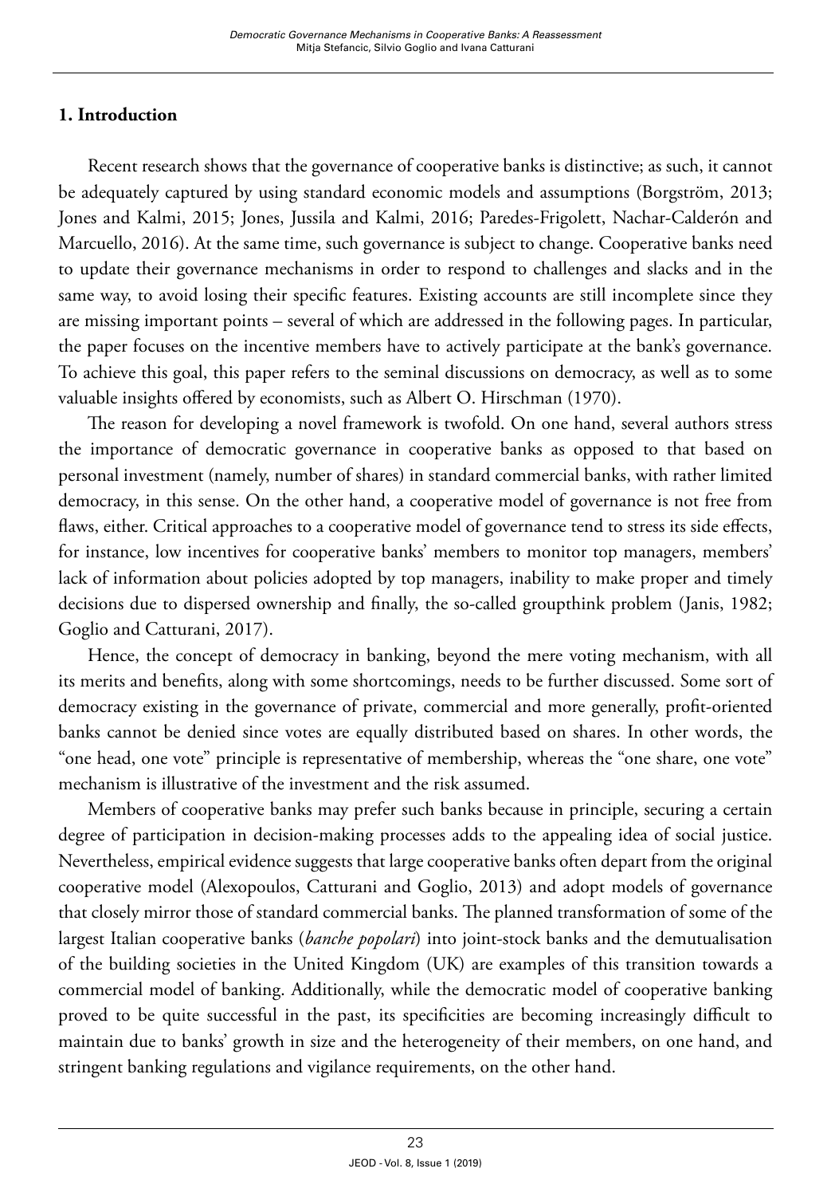## 1. Introduction

Recent research shows that the governance of cooperative banks is distinctive; as such, it cannot be adequately captured by using standard economic models and assumptions (Borgström, 2013; Jones and Kalmi, 2015; Jones, Jussila and Kalmi, 2016; Paredes-Frigolett, Nachar-Calderón and Marcuello, 2016). At the same time, such governance is subject to change. Cooperative banks need to update their governance mechanisms in order to respond to challenges and slacks and in the same way, to avoid losing their specific features. Existing accounts are still incomplete since they are missing important points – several of which are addressed in the following pages. In particular, the paper focuses on the incentive members have to actively participate at the bank's governance. To achieve this goal, this paper refers to the seminal discussions on democracy, as well as to some valuable insights offered by economists, such as Albert O. Hirschman (1970).

The reason for developing a novel framework is twofold. On one hand, several authors stress the importance of democratic governance in cooperative banks as opposed to that based on personal investment (namely, number of shares) in standard commercial banks, with rather limited democracy, in this sense. On the other hand, a cooperative model of governance is not free from flaws, either. Critical approaches to a cooperative model of governance tend to stress its side effects, for instance, low incentives for cooperative banks' members to monitor top managers, members' lack of information about policies adopted by top managers, inability to make proper and timely decisions due to dispersed ownership and finally, the so-called groupthink problem (Janis, 1982; Goglio and Catturani, 2017).

Hence, the concept of democracy in banking, beyond the mere voting mechanism, with all its merits and benefits, along with some shortcomings, needs to be further discussed. Some sort of democracy existing in the governance of private, commercial and more generally, profit-oriented banks cannot be denied since votes are equally distributed based on shares. In other words, the "one head, one vote" principle is representative of membership, whereas the "one share, one vote" mechanism is illustrative of the investment and the risk assumed.

Members of cooperative banks may prefer such banks because in principle, securing a certain degree of participation in decision-making processes adds to the appealing idea of social justice. Nevertheless, empirical evidence suggests that large cooperative banks often depart from the original cooperative model (Alexopoulos, Catturani and Goglio, 2013) and adopt models of governance that closely mirror those of standard commercial banks. The planned transformation of some of the largest Italian cooperative banks (*banche popolari*) into joint-stock banks and the demutualisation of the building societies in the United Kingdom (UK) are examples of this transition towards a commercial model of banking. Additionally, while the democratic model of cooperative banking proved to be quite successful in the past, its specificities are becoming increasingly difficult to maintain due to banks' growth in size and the heterogeneity of their members, on one hand, and stringent banking regulations and vigilance requirements, on the other hand.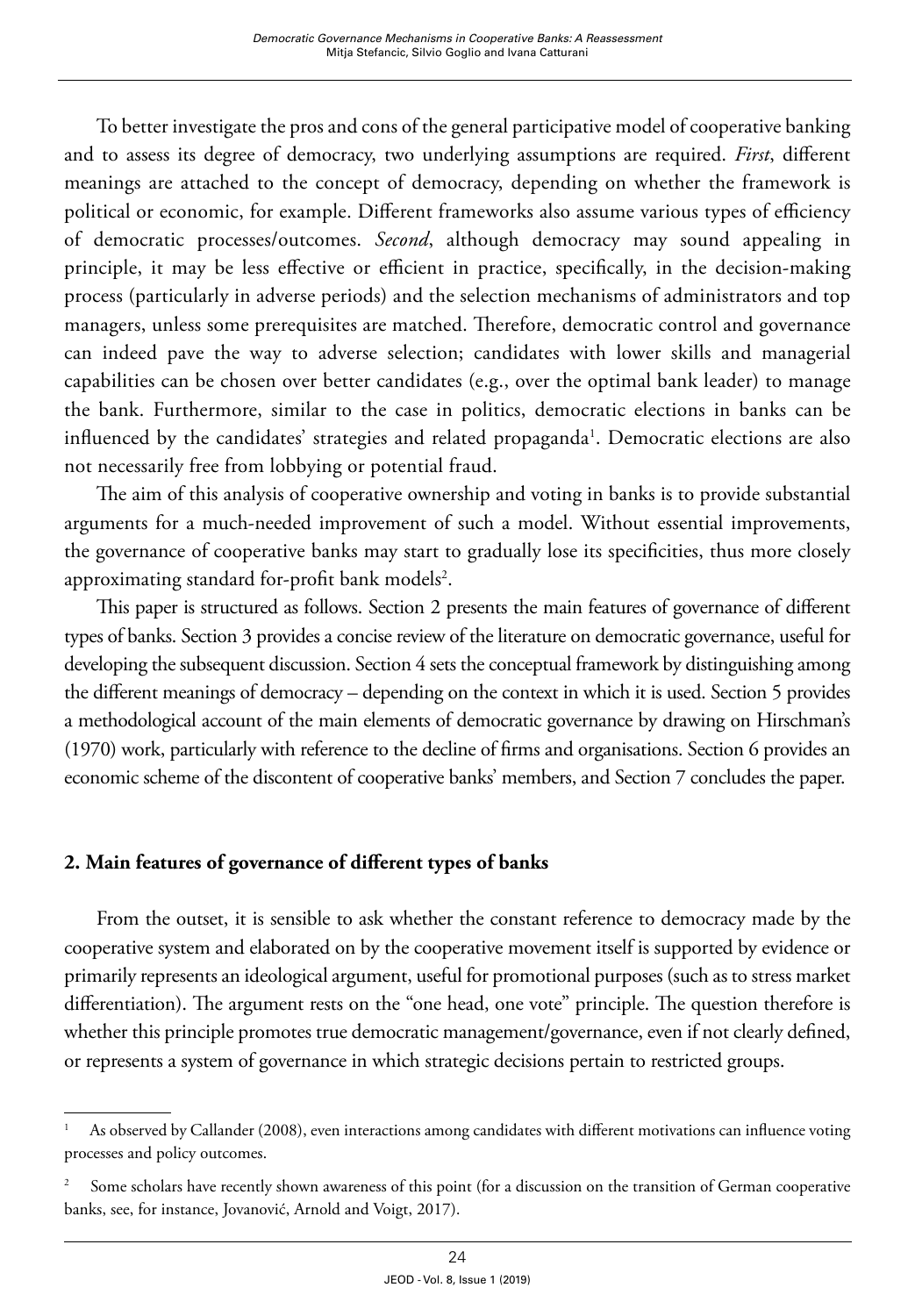To better investigate the pros and cons of the general participative model of cooperative banking and to assess its degree of democracy, two underlying assumptions are required. *First*, different meanings are attached to the concept of democracy, depending on whether the framework is political or economic, for example. Different frameworks also assume various types of efficiency of democratic processes/outcomes. *Second*, although democracy may sound appealing in principle, it may be less effective or efficient in practice, specifically, in the decision-making process (particularly in adverse periods) and the selection mechanisms of administrators and top managers, unless some prerequisites are matched. Therefore, democratic control and governance can indeed pave the way to adverse selection; candidates with lower skills and managerial capabilities can be chosen over better candidates (e.g., over the optimal bank leader) to manage the bank. Furthermore, similar to the case in politics, democratic elections in banks can be influenced by the candidates' strategies and related propaganda[1]. Democratic elections are also not necessarily free from lobbying or potential fraud.

The aim of this analysis of cooperative ownership and voting in banks is to provide substantial arguments for a much-needed improvement of such a model. Without essential improvements, the governance of cooperative banks may start to gradually lose its specificities, thus more closely approximating standard for-profit bank models[2].

This paper is structured as follows. Section 2 presents the main features of governance of different types of banks. Section 3 provides a concise review of the literature on democratic governance, useful for developing the subsequent discussion. Section 4 sets the conceptual framework by distinguishing among the different meanings of democracy – depending on the context in which it is used. Section 5 provides a methodological account of the main elements of democratic governance by drawing on Hirschman's (1970) work, particularly with reference to the decline of firms and organisations. Section 6 provides an economic scheme of the discontent of cooperative banks' members, and Section 7 concludes the paper.

## 2. Main features of governance of different types of banks

From the outset, it is sensible to ask whether the constant reference to democracy made by the cooperative system and elaborated on by the cooperative movement itself is supported by evidence or primarily represents an ideological argument, useful for promotional purposes (such as to stress market differentiation). The argument rests on the "one head, one vote" principle. The question therefore is whether this principle promotes true democratic management/governance, even if not clearly defined, or represents a system of governance in which strategic decisions pertain to restricted groups.

---

[1] As observed by Callander (2008), even interactions among candidates with different motivations can influence voting processes and policy outcomes.

[2] Some scholars have recently shown awareness of this point (for a discussion on the transition of German cooperative banks, see, for instance, Jovanović, Arnold and Voigt, 2017).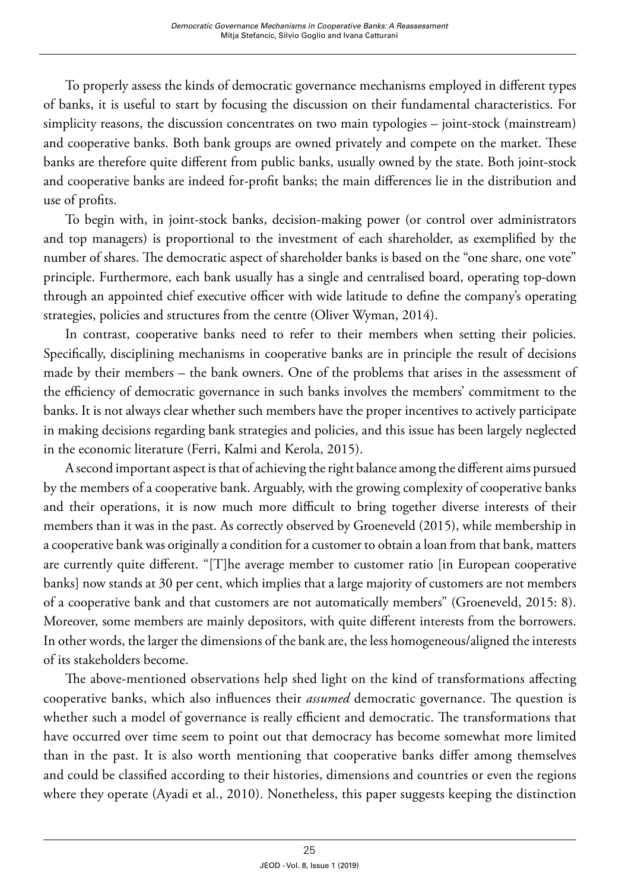To properly assess the kinds of democratic governance mechanisms employed in different types of banks, it is useful to start by focusing the discussion on their fundamental characteristics. For simplicity reasons, the discussion concentrates on two main typologies – joint-stock (mainstream) and cooperative banks. Both bank groups are owned privately and compete on the market. These banks are therefore quite different from public banks, usually owned by the state. Both joint-stock and cooperative banks are indeed for-profit banks; the main differences lie in the distribution and use of profits.

To begin with, in joint-stock banks, decision-making power (or control over administrators and top managers) is proportional to the investment of each shareholder, as exemplified by the number of shares. The democratic aspect of shareholder banks is based on the "one share, one vote" principle. Furthermore, each bank usually has a single and centralised board, operating top-down through an appointed chief executive officer with wide latitude to define the company's operating strategies, policies and structures from the centre (Oliver Wyman, 2014).

In contrast, cooperative banks need to refer to their members when setting their policies. Specifically, disciplining mechanisms in cooperative banks are in principle the result of decisions made by their members – the bank owners. One of the problems that arises in the assessment of the efficiency of democratic governance in such banks involves the members' commitment to the banks. It is not always clear whether such members have the proper incentives to actively participate in making decisions regarding bank strategies and policies, and this issue has been largely neglected in the economic literature (Ferri, Kalmi and Kerola, 2015).

A second important aspect is that of achieving the right balance among the different aims pursued by the members of a cooperative bank. Arguably, with the growing complexity of cooperative banks and their operations, it is now much more difficult to bring together diverse interests of their members than it was in the past. As correctly observed by Groeneveld (2015), while membership in a cooperative bank was originally a condition for a customer to obtain a loan from that bank, matters are currently quite different. "[T]he average member to customer ratio [in European cooperative banks] now stands at 30 per cent, which implies that a large majority of customers are not members of a cooperative bank and that customers are not automatically members" (Groeneveld, 2015: 8). Moreover, some members are mainly depositors, with quite different interests from the borrowers. In other words, the larger the dimensions of the bank are, the less homogeneous/aligned the interests of its stakeholders become.

The above-mentioned observations help shed light on the kind of transformations affecting cooperative banks, which also influences their *assumed* democratic governance. The question is whether such a model of governance is really efficient and democratic. The transformations that have occurred over time seem to point out that democracy has become somewhat more limited than in the past. It is also worth mentioning that cooperative banks differ among themselves and could be classified according to their histories, dimensions and countries or even the regions where they operate (Ayadi et al., 2010). Nonetheless, this paper suggests keeping the distinction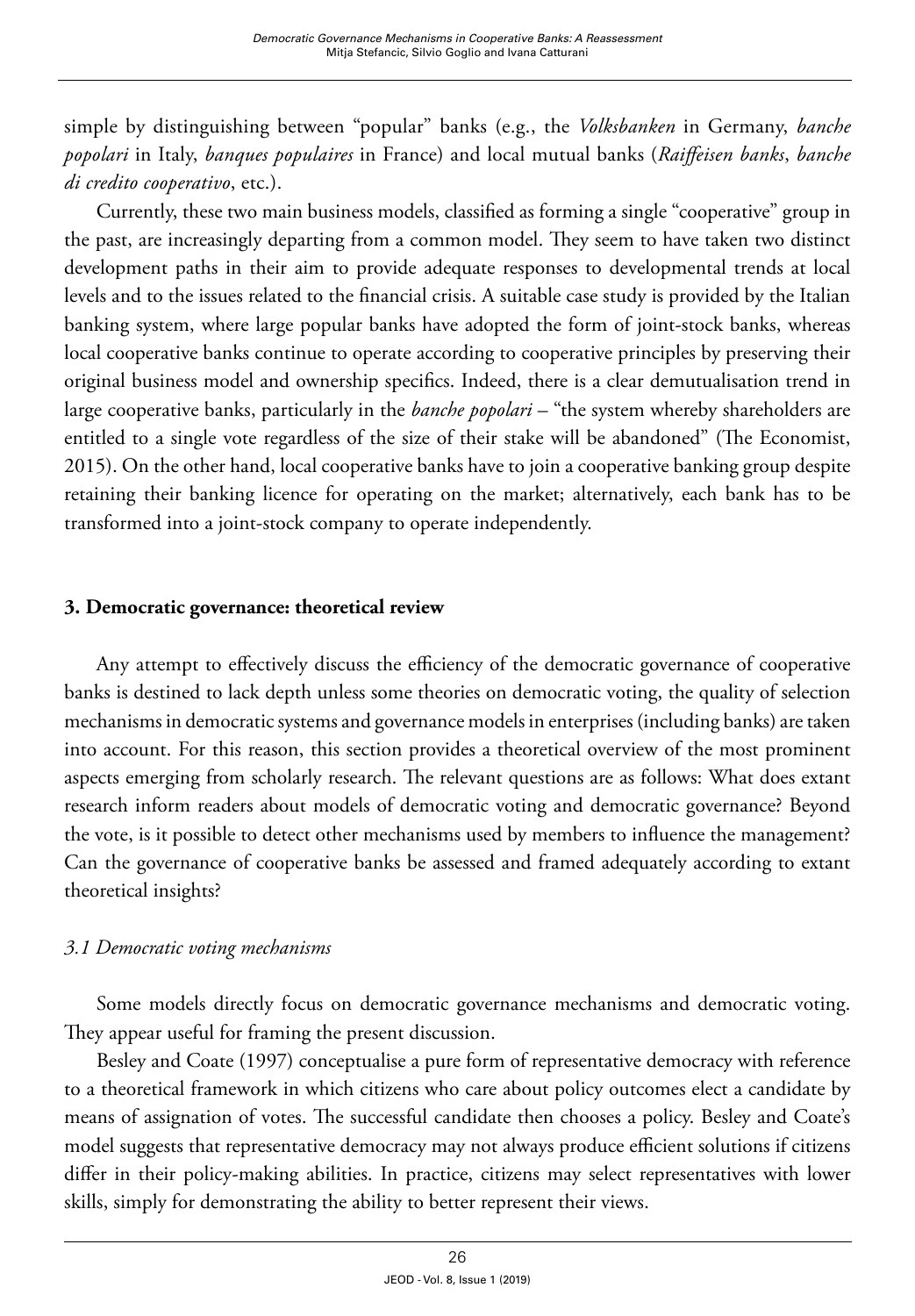simple by distinguishing between "popular" banks (e.g., the *Volksbanken* in Germany, *banche popolari* in Italy, *banques populaires* in France) and local mutual banks (*Raiffeisen banks*, *banche di credito cooperativo*, etc.).

Currently, these two main business models, classified as forming a single "cooperative" group in the past, are increasingly departing from a common model. They seem to have taken two distinct development paths in their aim to provide adequate responses to developmental trends at local levels and to the issues related to the financial crisis. A suitable case study is provided by the Italian banking system, where large popular banks have adopted the form of joint-stock banks, whereas local cooperative banks continue to operate according to cooperative principles by preserving their original business model and ownership specifics. Indeed, there is a clear demutualisation trend in large cooperative banks, particularly in the *banche popolari* – "the system whereby shareholders are entitled to a single vote regardless of the size of their stake will be abandoned" (The Economist, 2015). On the other hand, local cooperative banks have to join a cooperative banking group despite retaining their banking licence for operating on the market; alternatively, each bank has to be transformed into a joint-stock company to operate independently.

## 3. Democratic governance: theoretical review

Any attempt to effectively discuss the efficiency of the democratic governance of cooperative banks is destined to lack depth unless some theories on democratic voting, the quality of selection mechanisms in democratic systems and governance models in enterprises (including banks) are taken into account. For this reason, this section provides a theoretical overview of the most prominent aspects emerging from scholarly research. The relevant questions are as follows: What does extant research inform readers about models of democratic voting and democratic governance? Beyond the vote, is it possible to detect other mechanisms used by members to influence the management? Can the governance of cooperative banks be assessed and framed adequately according to extant theoretical insights?

### *3.1 Democratic voting mechanisms*

Some models directly focus on democratic governance mechanisms and democratic voting. They appear useful for framing the present discussion.

Besley and Coate (1997) conceptualise a pure form of representative democracy with reference to a theoretical framework in which citizens who care about policy outcomes elect a candidate by means of assignation of votes. The successful candidate then chooses a policy. Besley and Coate's model suggests that representative democracy may not always produce efficient solutions if citizens differ in their policy-making abilities. In practice, citizens may select representatives with lower skills, simply for demonstrating the ability to better represent their views.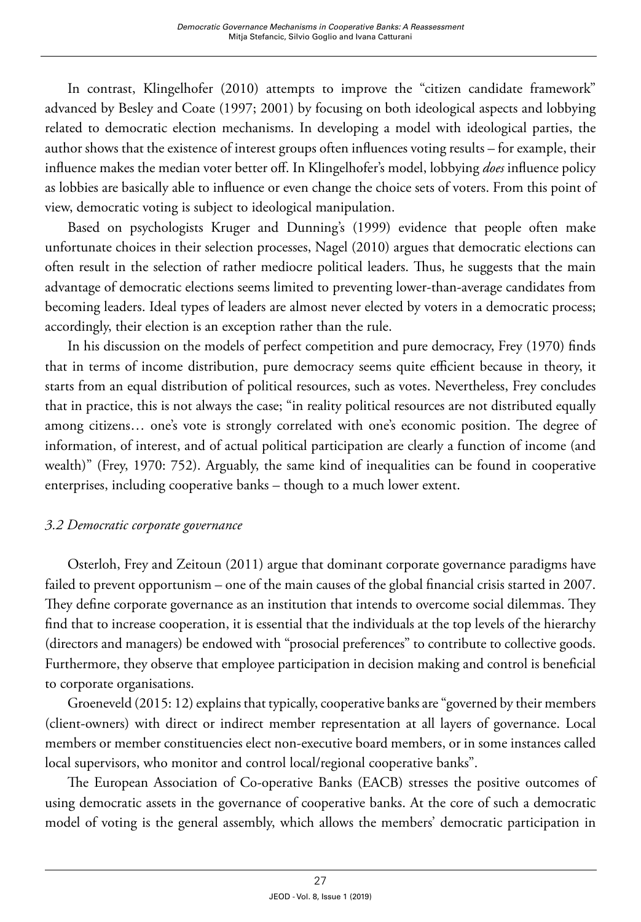In contrast, Klingelhofer (2010) attempts to improve the "citizen candidate framework" advanced by Besley and Coate (1997; 2001) by focusing on both ideological aspects and lobbying related to democratic election mechanisms. In developing a model with ideological parties, the author shows that the existence of interest groups often influences voting results – for example, their influence makes the median voter better off. In Klingelhofer's model, lobbying *does* influence policy as lobbies are basically able to influence or even change the choice sets of voters. From this point of view, democratic voting is subject to ideological manipulation.

Based on psychologists Kruger and Dunning's (1999) evidence that people often make unfortunate choices in their selection processes, Nagel (2010) argues that democratic elections can often result in the selection of rather mediocre political leaders. Thus, he suggests that the main advantage of democratic elections seems limited to preventing lower-than-average candidates from becoming leaders. Ideal types of leaders are almost never elected by voters in a democratic process; accordingly, their election is an exception rather than the rule.

In his discussion on the models of perfect competition and pure democracy, Frey (1970) finds that in terms of income distribution, pure democracy seems quite efficient because in theory, it starts from an equal distribution of political resources, such as votes. Nevertheless, Frey concludes that in practice, this is not always the case; "in reality political resources are not distributed equally among citizens… one's vote is strongly correlated with one's economic position. The degree of information, of interest, and of actual political participation are clearly a function of income (and wealth)" (Frey, 1970: 752). Arguably, the same kind of inequalities can be found in cooperative enterprises, including cooperative banks – though to a much lower extent.

### *3.2 Democratic corporate governance*

Osterloh, Frey and Zeitoun (2011) argue that dominant corporate governance paradigms have failed to prevent opportunism – one of the main causes of the global financial crisis started in 2007. They define corporate governance as an institution that intends to overcome social dilemmas. They find that to increase cooperation, it is essential that the individuals at the top levels of the hierarchy (directors and managers) be endowed with "prosocial preferences" to contribute to collective goods. Furthermore, they observe that employee participation in decision making and control is beneficial to corporate organisations.

Groeneveld (2015: 12) explains that typically, cooperative banks are "governed by their members (client-owners) with direct or indirect member representation at all layers of governance. Local members or member constituencies elect non-executive board members, or in some instances called local supervisors, who monitor and control local/regional cooperative banks".

The European Association of Co-operative Banks (EACB) stresses the positive outcomes of using democratic assets in the governance of cooperative banks. At the core of such a democratic model of voting is the general assembly, which allows the members' democratic participation in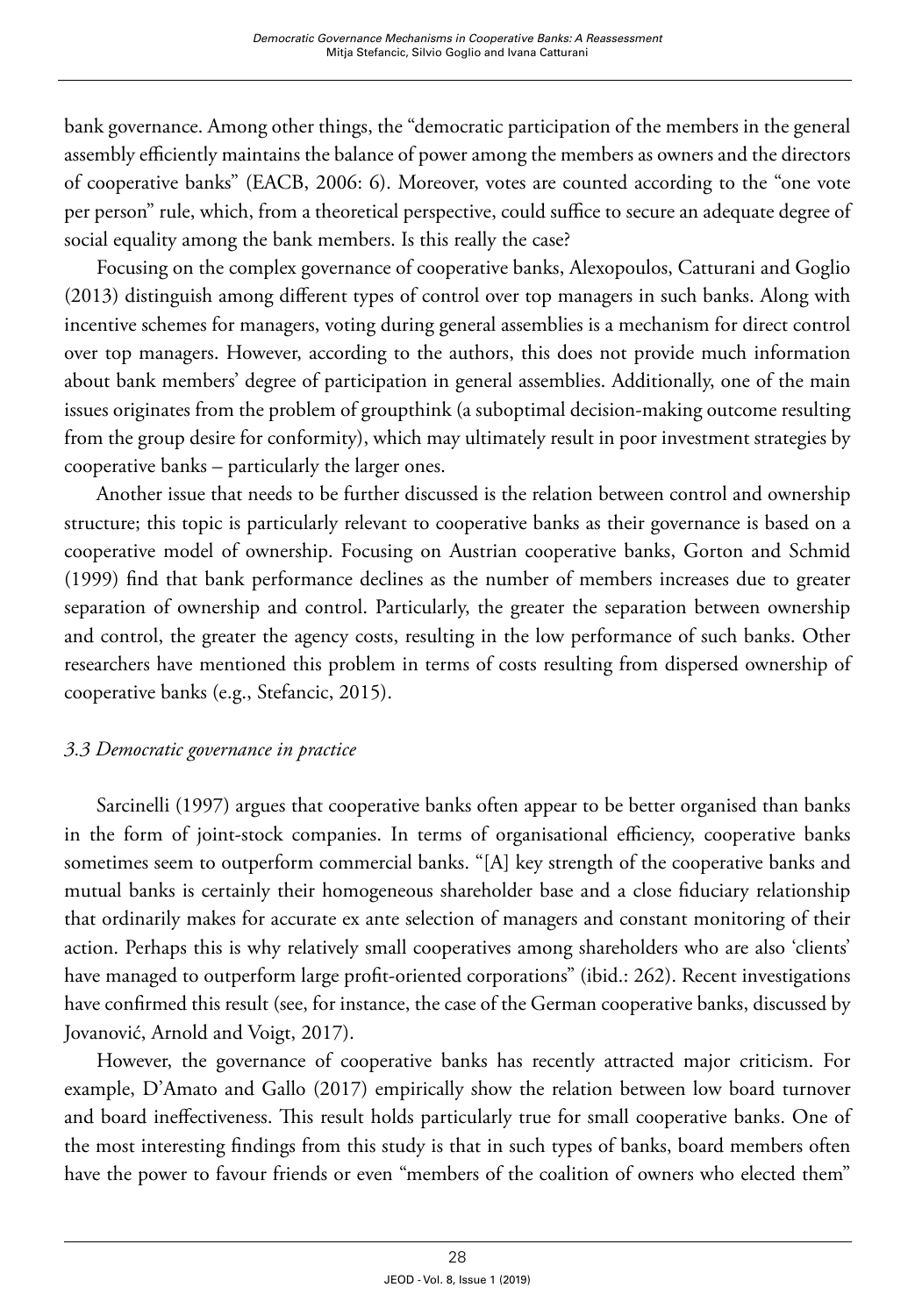bank governance. Among other things, the "democratic participation of the members in the general assembly efficiently maintains the balance of power among the members as owners and the directors of cooperative banks" (EACB, 2006: 6). Moreover, votes are counted according to the "one vote per person" rule, which, from a theoretical perspective, could suffice to secure an adequate degree of social equality among the bank members. Is this really the case?

Focusing on the complex governance of cooperative banks, Alexopoulos, Catturani and Goglio (2013) distinguish among different types of control over top managers in such banks. Along with incentive schemes for managers, voting during general assemblies is a mechanism for direct control over top managers. However, according to the authors, this does not provide much information about bank members' degree of participation in general assemblies. Additionally, one of the main issues originates from the problem of groupthink (a suboptimal decision-making outcome resulting from the group desire for conformity), which may ultimately result in poor investment strategies by cooperative banks – particularly the larger ones.

Another issue that needs to be further discussed is the relation between control and ownership structure; this topic is particularly relevant to cooperative banks as their governance is based on a cooperative model of ownership. Focusing on Austrian cooperative banks, Gorton and Schmid (1999) find that bank performance declines as the number of members increases due to greater separation of ownership and control. Particularly, the greater the separation between ownership and control, the greater the agency costs, resulting in the low performance of such banks. Other researchers have mentioned this problem in terms of costs resulting from dispersed ownership of cooperative banks (e.g., Stefancic, 2015).

### *3.3 Democratic governance in practice*

Sarcinelli (1997) argues that cooperative banks often appear to be better organised than banks in the form of joint-stock companies. In terms of organisational efficiency, cooperative banks sometimes seem to outperform commercial banks. "[A] key strength of the cooperative banks and mutual banks is certainly their homogeneous shareholder base and a close fiduciary relationship that ordinarily makes for accurate ex ante selection of managers and constant monitoring of their action. Perhaps this is why relatively small cooperatives among shareholders who are also 'clients' have managed to outperform large profit-oriented corporations" (ibid.: 262). Recent investigations have confirmed this result (see, for instance, the case of the German cooperative banks, discussed by Jovanović, Arnold and Voigt, 2017).

However, the governance of cooperative banks has recently attracted major criticism. For example, D'Amato and Gallo (2017) empirically show the relation between low board turnover and board ineffectiveness. This result holds particularly true for small cooperative banks. One of the most interesting findings from this study is that in such types of banks, board members often have the power to favour friends or even "members of the coalition of owners who elected them"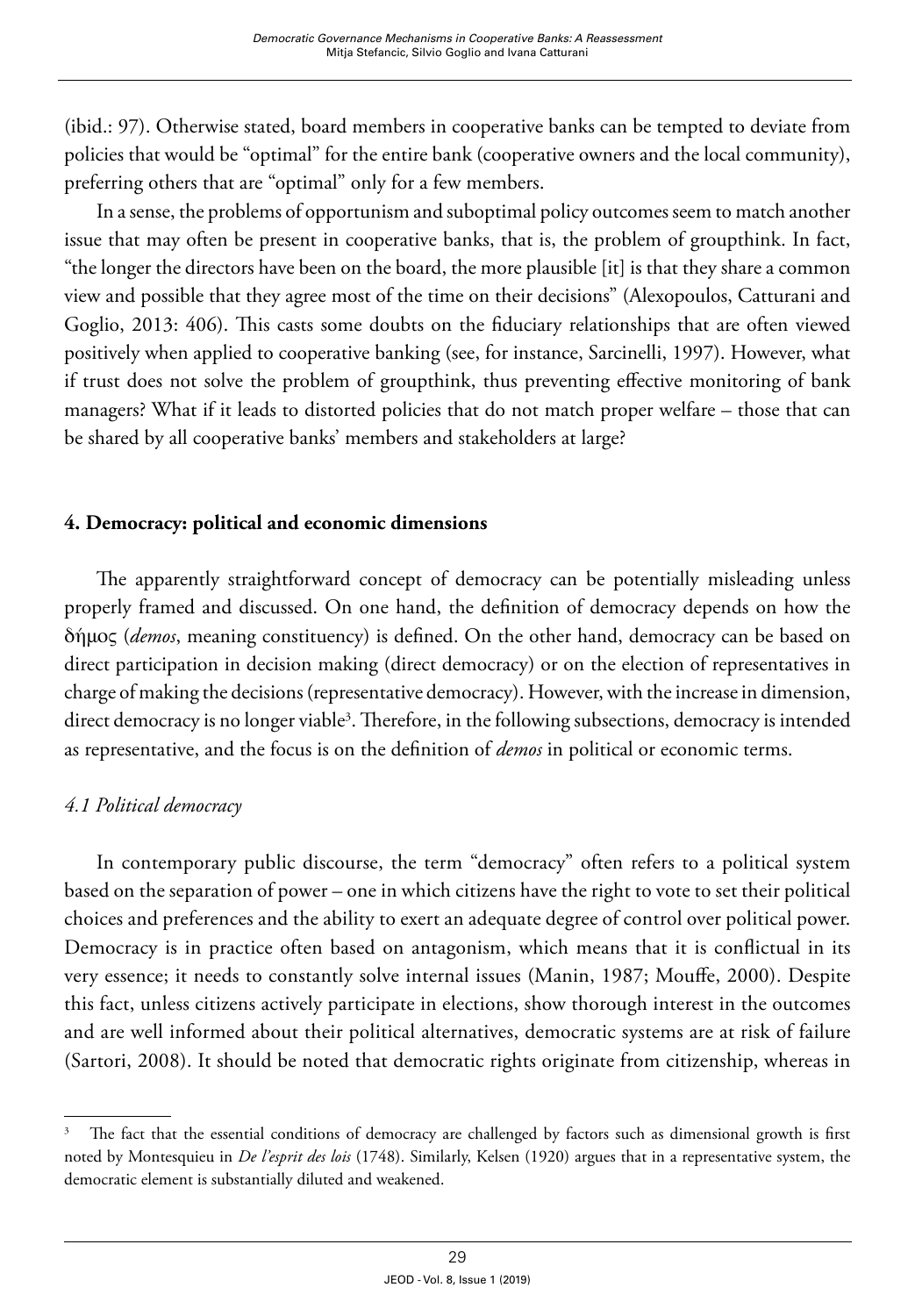(ibid.: 97). Otherwise stated, board members in cooperative banks can be tempted to deviate from policies that would be "optimal" for the entire bank (cooperative owners and the local community), preferring others that are "optimal" only for a few members.

In a sense, the problems of opportunism and suboptimal policy outcomes seem to match another issue that may often be present in cooperative banks, that is, the problem of groupthink. In fact, "the longer the directors have been on the board, the more plausible [it] is that they share a common view and possible that they agree most of the time on their decisions" (Alexopoulos, Catturani and Goglio, 2013: 406). This casts some doubts on the fiduciary relationships that are often viewed positively when applied to cooperative banking (see, for instance, Sarcinelli, 1997). However, what if trust does not solve the problem of groupthink, thus preventing effective monitoring of bank managers? What if it leads to distorted policies that do not match proper welfare – those that can be shared by all cooperative banks' members and stakeholders at large?

## 4. Democracy: political and economic dimensions

The apparently straightforward concept of democracy can be potentially misleading unless properly framed and discussed. On one hand, the definition of democracy depends on how the δήμος (*demos*, meaning constituency) is defined. On the other hand, democracy can be based on direct participation in decision making (direct democracy) or on the election of representatives in charge of making the decisions (representative democracy). However, with the increase in dimension, direct democracy is no longer viable[3]. Therefore, in the following subsections, democracy is intended as representative, and the focus is on the definition of *demos* in political or economic terms.

### *4.1 Political democracy*

In contemporary public discourse, the term "democracy" often refers to a political system based on the separation of power – one in which citizens have the right to vote to set their political choices and preferences and the ability to exert an adequate degree of control over political power. Democracy is in practice often based on antagonism, which means that it is conflictual in its very essence; it needs to constantly solve internal issues (Manin, 1987; Mouffe, 2000). Despite this fact, unless citizens actively participate in elections, show thorough interest in the outcomes and are well informed about their political alternatives, democratic systems are at risk of failure (Sartori, 2008). It should be noted that democratic rights originate from citizenship, whereas in

[3] The fact that the essential conditions of democracy are challenged by factors such as dimensional growth is first noted by Montesquieu in *De l'esprit des lois* (1748). Similarly, Kelsen (1920) argues that in a representative system, the democratic element is substantially diluted and weakened.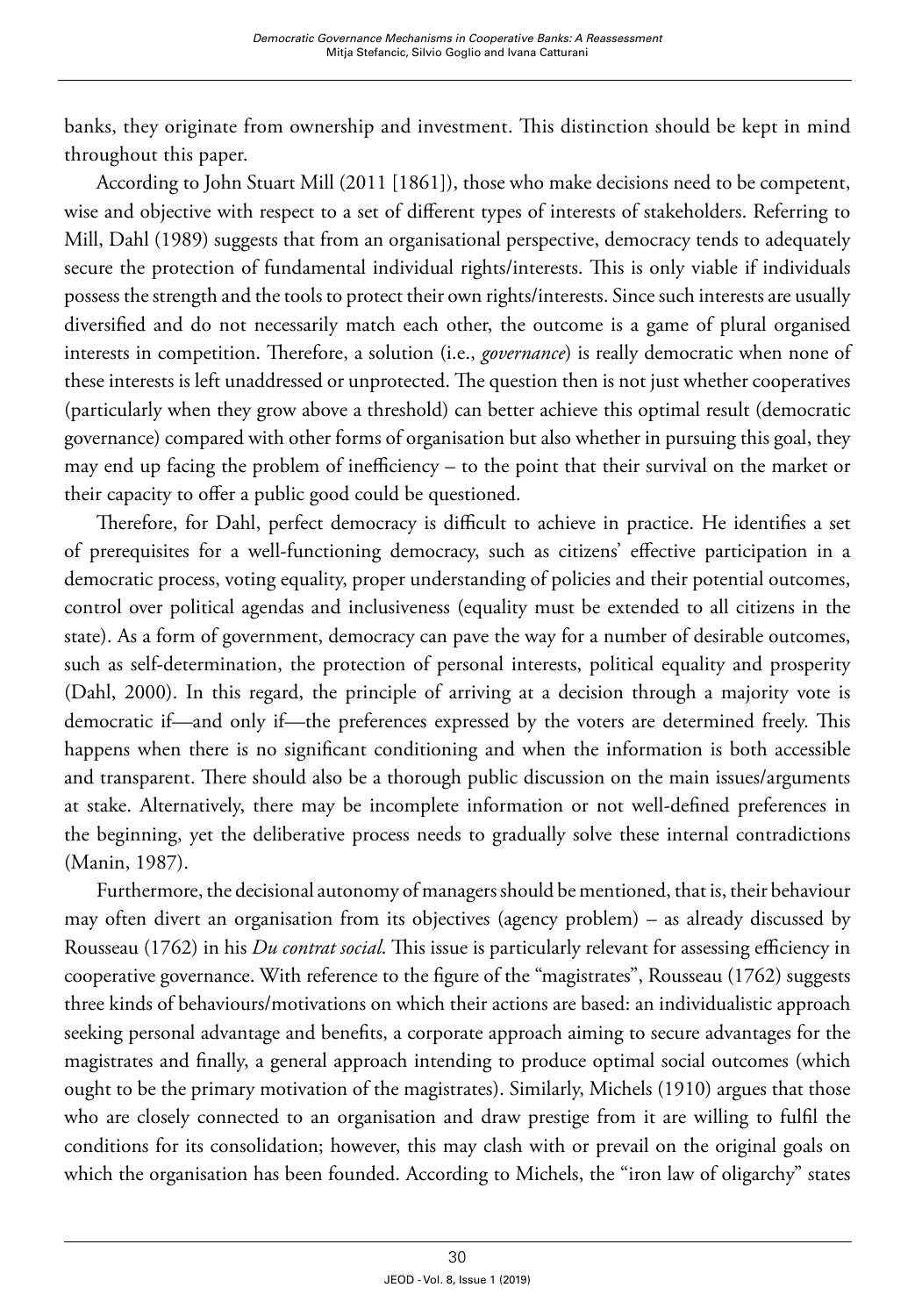banks, they originate from ownership and investment. This distinction should be kept in mind throughout this paper.

According to John Stuart Mill (2011 [1861]), those who make decisions need to be competent, wise and objective with respect to a set of different types of interests of stakeholders. Referring to Mill, Dahl (1989) suggests that from an organisational perspective, democracy tends to adequately secure the protection of fundamental individual rights/interests. This is only viable if individuals possess the strength and the tools to protect their own rights/interests. Since such interests are usually diversified and do not necessarily match each other, the outcome is a game of plural organised interests in competition. Therefore, a solution (i.e., *governance*) is really democratic when none of these interests is left unaddressed or unprotected. The question then is not just whether cooperatives (particularly when they grow above a threshold) can better achieve this optimal result (democratic governance) compared with other forms of organisation but also whether in pursuing this goal, they may end up facing the problem of inefficiency – to the point that their survival on the market or their capacity to offer a public good could be questioned.

Therefore, for Dahl, perfect democracy is difficult to achieve in practice. He identifies a set of prerequisites for a well-functioning democracy, such as citizens' effective participation in a democratic process, voting equality, proper understanding of policies and their potential outcomes, control over political agendas and inclusiveness (equality must be extended to all citizens in the state). As a form of government, democracy can pave the way for a number of desirable outcomes, such as self-determination, the protection of personal interests, political equality and prosperity (Dahl, 2000). In this regard, the principle of arriving at a decision through a majority vote is democratic if—and only if—the preferences expressed by the voters are determined freely. This happens when there is no significant conditioning and when the information is both accessible and transparent. There should also be a thorough public discussion on the main issues/arguments at stake. Alternatively, there may be incomplete information or not well-defined preferences in the beginning, yet the deliberative process needs to gradually solve these internal contradictions (Manin, 1987).

Furthermore, the decisional autonomy of managers should be mentioned, that is, their behaviour may often divert an organisation from its objectives (agency problem) – as already discussed by Rousseau (1762) in his *Du contrat social*. This issue is particularly relevant for assessing efficiency in cooperative governance. With reference to the figure of the "magistrates", Rousseau (1762) suggests three kinds of behaviours/motivations on which their actions are based: an individualistic approach seeking personal advantage and benefits, a corporate approach aiming to secure advantages for the magistrates and finally, a general approach intending to produce optimal social outcomes (which ought to be the primary motivation of the magistrates). Similarly, Michels (1910) argues that those who are closely connected to an organisation and draw prestige from it are willing to fulfil the conditions for its consolidation; however, this may clash with or prevail on the original goals on which the organisation has been founded. According to Michels, the "iron law of oligarchy" states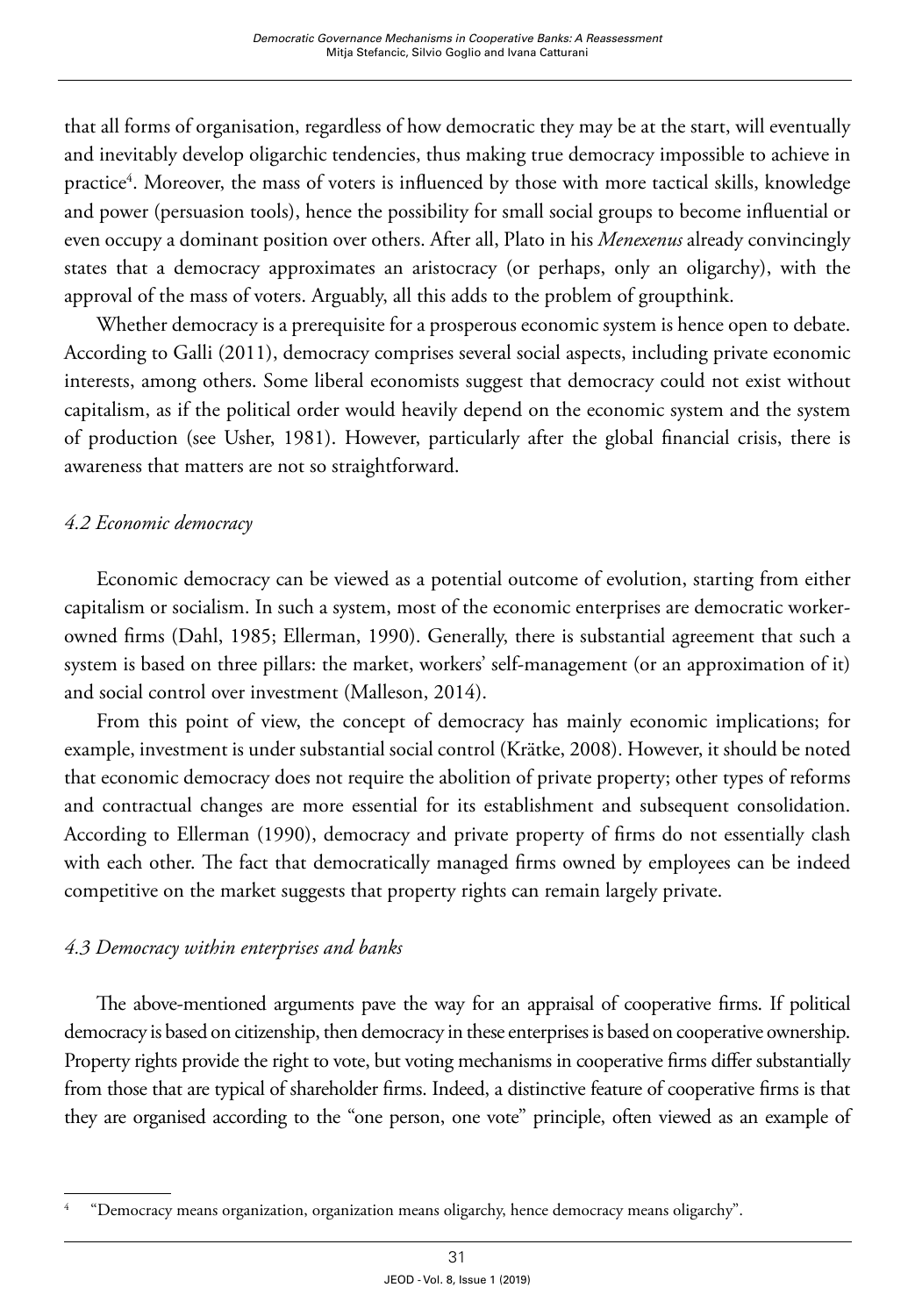that all forms of organisation, regardless of how democratic they may be at the start, will eventually and inevitably develop oligarchic tendencies, thus making true democracy impossible to achieve in practice[4]. Moreover, the mass of voters is influenced by those with more tactical skills, knowledge and power (persuasion tools), hence the possibility for small social groups to become influential or even occupy a dominant position over others. After all, Plato in his *Menexenus* already convincingly states that a democracy approximates an aristocracy (or perhaps, only an oligarchy), with the approval of the mass of voters. Arguably, all this adds to the problem of groupthink.

Whether democracy is a prerequisite for a prosperous economic system is hence open to debate. According to Galli (2011), democracy comprises several social aspects, including private economic interests, among others. Some liberal economists suggest that democracy could not exist without capitalism, as if the political order would heavily depend on the economic system and the system of production (see Usher, 1981). However, particularly after the global financial crisis, there is awareness that matters are not so straightforward.

### *4.2 Economic democracy*

Economic democracy can be viewed as a potential outcome of evolution, starting from either capitalism or socialism. In such a system, most of the economic enterprises are democratic worker-owned firms (Dahl, 1985; Ellerman, 1990). Generally, there is substantial agreement that such a system is based on three pillars: the market, workers' self-management (or an approximation of it) and social control over investment (Malleson, 2014).

From this point of view, the concept of democracy has mainly economic implications; for example, investment is under substantial social control (Krätke, 2008). However, it should be noted that economic democracy does not require the abolition of private property; other types of reforms and contractual changes are more essential for its establishment and subsequent consolidation. According to Ellerman (1990), democracy and private property of firms do not essentially clash with each other. The fact that democratically managed firms owned by employees can be indeed competitive on the market suggests that property rights can remain largely private.

### *4.3 Democracy within enterprises and banks*

The above-mentioned arguments pave the way for an appraisal of cooperative firms. If political democracy is based on citizenship, then democracy in these enterprises is based on cooperative ownership. Property rights provide the right to vote, but voting mechanisms in cooperative firms differ substantially from those that are typical of shareholder firms. Indeed, a distinctive feature of cooperative firms is that they are organised according to the "one person, one vote" principle, often viewed as an example of

---

[4] "Democracy means organization, organization means oligarchy, hence democracy means oligarchy".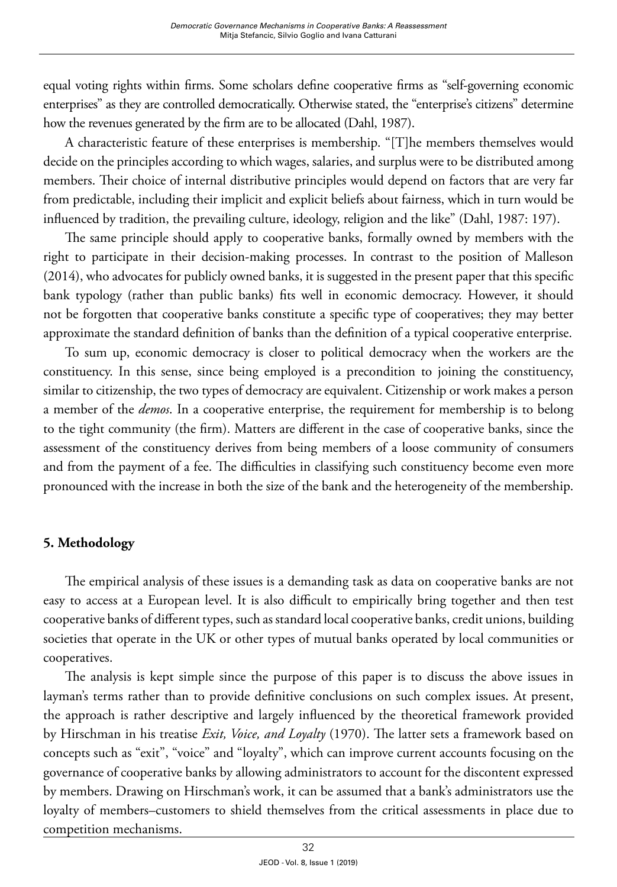equal voting rights within firms. Some scholars define cooperative firms as "self-governing economic enterprises" as they are controlled democratically. Otherwise stated, the "enterprise's citizens" determine how the revenues generated by the firm are to be allocated (Dahl, 1987).

A characteristic feature of these enterprises is membership. "[T]he members themselves would decide on the principles according to which wages, salaries, and surplus were to be distributed among members. Their choice of internal distributive principles would depend on factors that are very far from predictable, including their implicit and explicit beliefs about fairness, which in turn would be influenced by tradition, the prevailing culture, ideology, religion and the like" (Dahl, 1987: 197).

The same principle should apply to cooperative banks, formally owned by members with the right to participate in their decision-making processes. In contrast to the position of Malleson (2014), who advocates for publicly owned banks, it is suggested in the present paper that this specific bank typology (rather than public banks) fits well in economic democracy. However, it should not be forgotten that cooperative banks constitute a specific type of cooperatives; they may better approximate the standard definition of banks than the definition of a typical cooperative enterprise.

To sum up, economic democracy is closer to political democracy when the workers are the constituency. In this sense, since being employed is a precondition to joining the constituency, similar to citizenship, the two types of democracy are equivalent. Citizenship or work makes a person a member of the *demos*. In a cooperative enterprise, the requirement for membership is to belong to the tight community (the firm). Matters are different in the case of cooperative banks, since the assessment of the constituency derives from being members of a loose community of consumers and from the payment of a fee. The difficulties in classifying such constituency become even more pronounced with the increase in both the size of the bank and the heterogeneity of the membership.

## 5. Methodology

The empirical analysis of these issues is a demanding task as data on cooperative banks are not easy to access at a European level. It is also difficult to empirically bring together and then test cooperative banks of different types, such as standard local cooperative banks, credit unions, building societies that operate in the UK or other types of mutual banks operated by local communities or cooperatives.

The analysis is kept simple since the purpose of this paper is to discuss the above issues in layman's terms rather than to provide definitive conclusions on such complex issues. At present, the approach is rather descriptive and largely influenced by the theoretical framework provided by Hirschman in his treatise *Exit, Voice, and Loyalty* (1970). The latter sets a framework based on concepts such as "exit", "voice" and "loyalty", which can improve current accounts focusing on the governance of cooperative banks by allowing administrators to account for the discontent expressed by members. Drawing on Hirschman's work, it can be assumed that a bank's administrators use the loyalty of members–customers to shield themselves from the critical assessments in place due to competition mechanisms.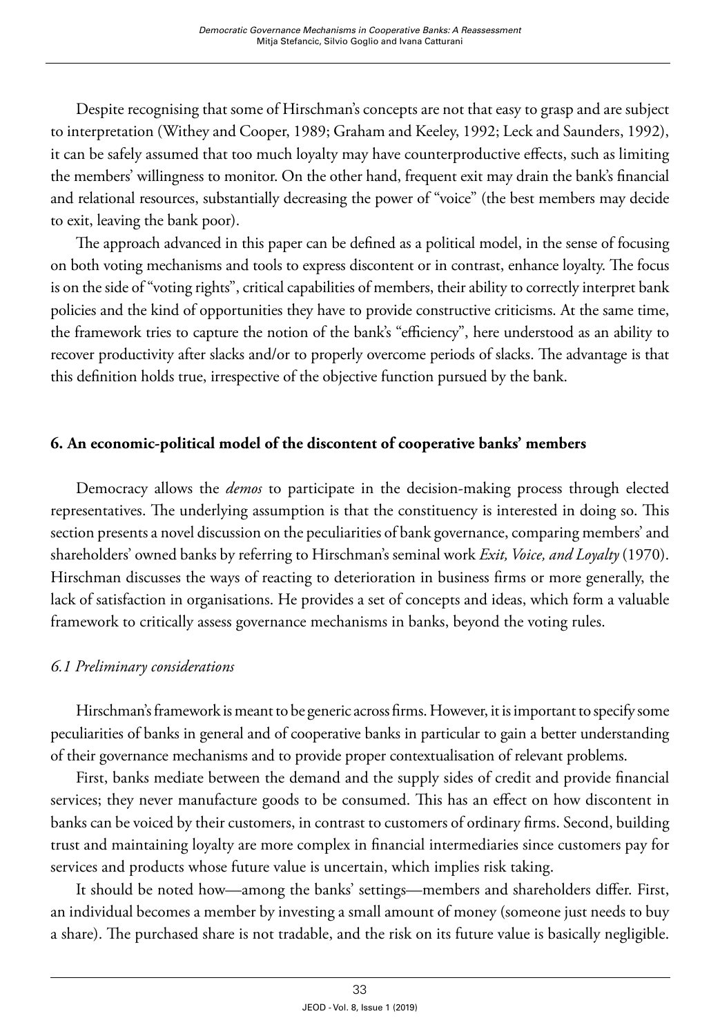Despite recognising that some of Hirschman's concepts are not that easy to grasp and are subject to interpretation (Withey and Cooper, 1989; Graham and Keeley, 1992; Leck and Saunders, 1992), it can be safely assumed that too much loyalty may have counterproductive effects, such as limiting the members' willingness to monitor. On the other hand, frequent exit may drain the bank's financial and relational resources, substantially decreasing the power of "voice" (the best members may decide to exit, leaving the bank poor).

The approach advanced in this paper can be defined as a political model, in the sense of focusing on both voting mechanisms and tools to express discontent or in contrast, enhance loyalty. The focus is on the side of "voting rights", critical capabilities of members, their ability to correctly interpret bank policies and the kind of opportunities they have to provide constructive criticisms. At the same time, the framework tries to capture the notion of the bank's "efficiency", here understood as an ability to recover productivity after slacks and/or to properly overcome periods of slacks. The advantage is that this definition holds true, irrespective of the objective function pursued by the bank.

## 6. An economic-political model of the discontent of cooperative banks' members

Democracy allows the *demos* to participate in the decision-making process through elected representatives. The underlying assumption is that the constituency is interested in doing so. This section presents a novel discussion on the peculiarities of bank governance, comparing members' and shareholders' owned banks by referring to Hirschman's seminal work *Exit, Voice, and Loyalty* (1970). Hirschman discusses the ways of reacting to deterioration in business firms or more generally, the lack of satisfaction in organisations. He provides a set of concepts and ideas, which form a valuable framework to critically assess governance mechanisms in banks, beyond the voting rules.

### *6.1 Preliminary considerations*

Hirschman's framework is meant to be generic across firms. However, it is important to specify some peculiarities of banks in general and of cooperative banks in particular to gain a better understanding of their governance mechanisms and to provide proper contextualisation of relevant problems.

First, banks mediate between the demand and the supply sides of credit and provide financial services; they never manufacture goods to be consumed. This has an effect on how discontent in banks can be voiced by their customers, in contrast to customers of ordinary firms. Second, building trust and maintaining loyalty are more complex in financial intermediaries since customers pay for services and products whose future value is uncertain, which implies risk taking.

It should be noted how—among the banks' settings—members and shareholders differ. First, an individual becomes a member by investing a small amount of money (someone just needs to buy a share). The purchased share is not tradable, and the risk on its future value is basically negligible.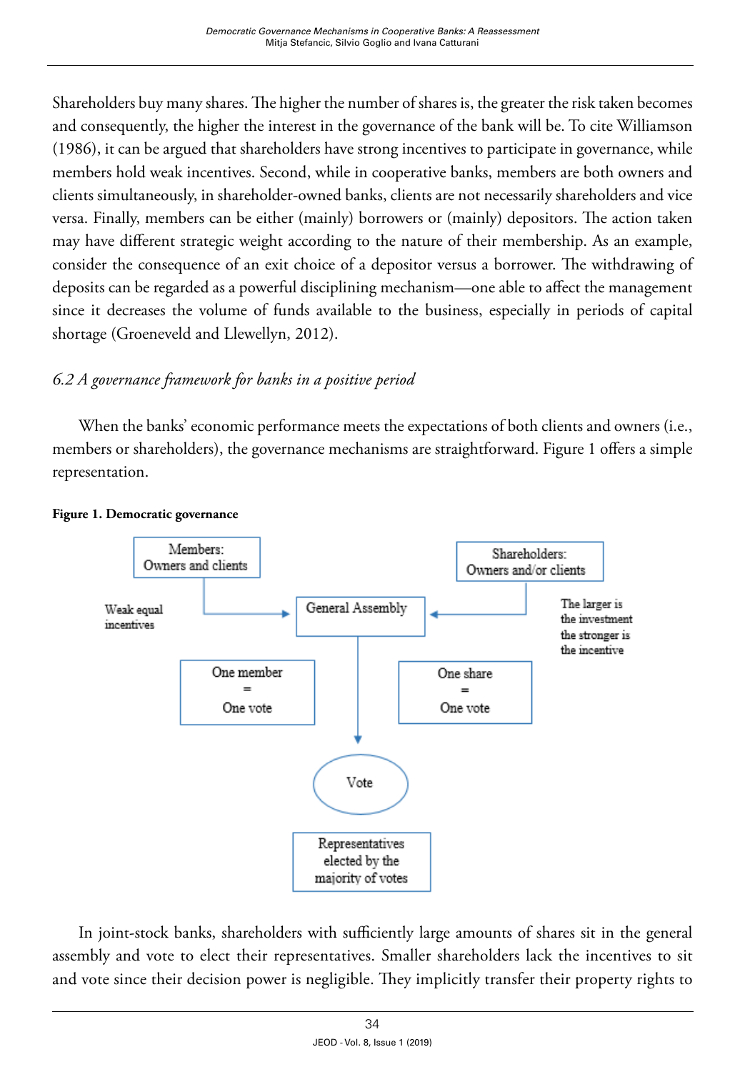Shareholders buy many shares. The higher the number of shares is, the greater the risk taken becomes and consequently, the higher the interest in the governance of the bank will be. To cite Williamson (1986), it can be argued that shareholders have strong incentives to participate in governance, while members hold weak incentives. Second, while in cooperative banks, members are both owners and clients simultaneously, in shareholder-owned banks, clients are not necessarily shareholders and vice versa. Finally, members can be either (mainly) borrowers or (mainly) depositors. The action taken may have different strategic weight according to the nature of their membership. As an example, consider the consequence of an exit choice of a depositor versus a borrower. The withdrawing of deposits can be regarded as a powerful disciplining mechanism—one able to affect the management since it decreases the volume of funds available to the business, especially in periods of capital shortage (Groeneveld and Llewellyn, 2012).

### *6.2 A governance framework for banks in a positive period*

When the banks' economic performance meets the expectations of both clients and owners (i.e., members or shareholders), the governance mechanisms are straightforward. Figure 1 offers a simple representation.

**Figure 1. Democratic governance**

Members: Owners and clients

Shareholders: Owners and/or clients

Weak equal incentives

General Assembly

The larger is the investment the stronger is the incentive

One member = One vote

One share = One vote

Vote

Representatives elected by the majority of votes

In joint-stock banks, shareholders with sufficiently large amounts of shares sit in the general assembly and vote to elect their representatives. Smaller shareholders lack the incentives to sit and vote since their decision power is negligible. They implicitly transfer their property rights to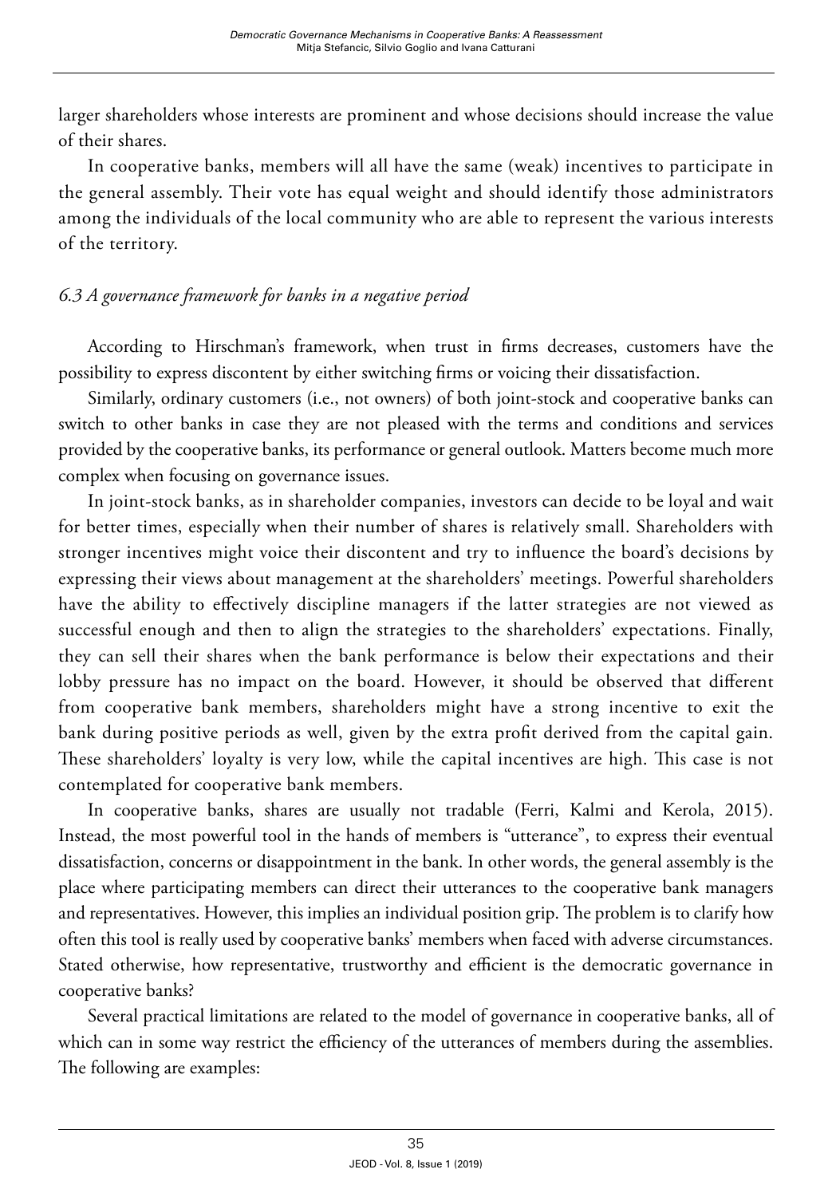larger shareholders whose interests are prominent and whose decisions should increase the value of their shares.

In cooperative banks, members will all have the same (weak) incentives to participate in the general assembly. Their vote has equal weight and should identify those administrators among the individuals of the local community who are able to represent the various interests of the territory.

### *6.3 A governance framework for banks in a negative period*

According to Hirschman's framework, when trust in firms decreases, customers have the possibility to express discontent by either switching firms or voicing their dissatisfaction.

Similarly, ordinary customers (i.e., not owners) of both joint-stock and cooperative banks can switch to other banks in case they are not pleased with the terms and conditions and services provided by the cooperative banks, its performance or general outlook. Matters become much more complex when focusing on governance issues.

In joint-stock banks, as in shareholder companies, investors can decide to be loyal and wait for better times, especially when their number of shares is relatively small. Shareholders with stronger incentives might voice their discontent and try to influence the board's decisions by expressing their views about management at the shareholders' meetings. Powerful shareholders have the ability to effectively discipline managers if the latter strategies are not viewed as successful enough and then to align the strategies to the shareholders' expectations. Finally, they can sell their shares when the bank performance is below their expectations and their lobby pressure has no impact on the board. However, it should be observed that different from cooperative bank members, shareholders might have a strong incentive to exit the bank during positive periods as well, given by the extra profit derived from the capital gain. These shareholders' loyalty is very low, while the capital incentives are high. This case is not contemplated for cooperative bank members.

In cooperative banks, shares are usually not tradable (Ferri, Kalmi and Kerola, 2015). Instead, the most powerful tool in the hands of members is "utterance", to express their eventual dissatisfaction, concerns or disappointment in the bank. In other words, the general assembly is the place where participating members can direct their utterances to the cooperative bank managers and representatives. However, this implies an individual position grip. The problem is to clarify how often this tool is really used by cooperative banks' members when faced with adverse circumstances. Stated otherwise, how representative, trustworthy and efficient is the democratic governance in cooperative banks?

Several practical limitations are related to the model of governance in cooperative banks, all of which can in some way restrict the efficiency of the utterances of members during the assemblies. The following are examples: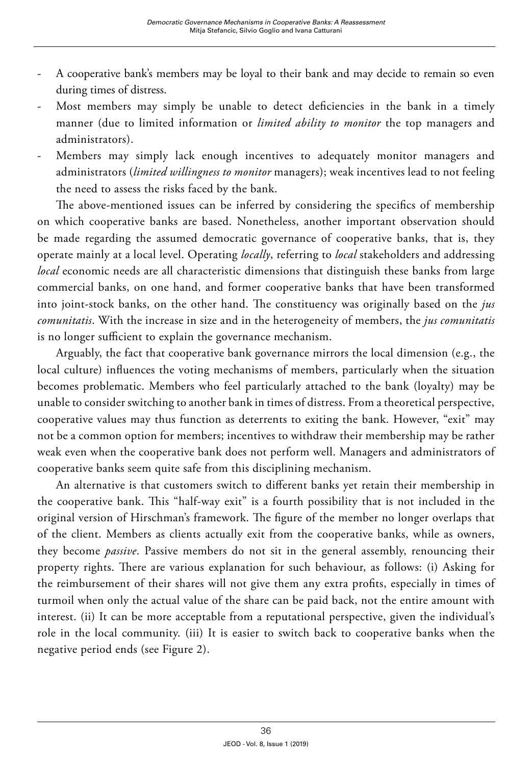- A cooperative bank's members may be loyal to their bank and may decide to remain so even during times of distress.
- Most members may simply be unable to detect deficiencies in the bank in a timely manner (due to limited information or *limited ability to monitor* the top managers and administrators).
- Members may simply lack enough incentives to adequately monitor managers and administrators (*limited willingness to monitor* managers); weak incentives lead to not feeling the need to assess the risks faced by the bank.

The above-mentioned issues can be inferred by considering the specifics of membership on which cooperative banks are based. Nonetheless, another important observation should be made regarding the assumed democratic governance of cooperative banks, that is, they operate mainly at a local level. Operating *locally*, referring to *local* stakeholders and addressing *local* economic needs are all characteristic dimensions that distinguish these banks from large commercial banks, on one hand, and former cooperative banks that have been transformed into joint-stock banks, on the other hand. The constituency was originally based on the *jus comunitatis*. With the increase in size and in the heterogeneity of members, the *jus comunitatis* is no longer sufficient to explain the governance mechanism.

Arguably, the fact that cooperative bank governance mirrors the local dimension (e.g., the local culture) influences the voting mechanisms of members, particularly when the situation becomes problematic. Members who feel particularly attached to the bank (loyalty) may be unable to consider switching to another bank in times of distress. From a theoretical perspective, cooperative values may thus function as deterrents to exiting the bank. However, "exit" may not be a common option for members; incentives to withdraw their membership may be rather weak even when the cooperative bank does not perform well. Managers and administrators of cooperative banks seem quite safe from this disciplining mechanism.

An alternative is that customers switch to different banks yet retain their membership in the cooperative bank. This "half-way exit" is a fourth possibility that is not included in the original version of Hirschman's framework. The figure of the member no longer overlaps that of the client. Members as clients actually exit from the cooperative banks, while as owners, they become *passive*. Passive members do not sit in the general assembly, renouncing their property rights. There are various explanation for such behaviour, as follows: (i) Asking for the reimbursement of their shares will not give them any extra profits, especially in times of turmoil when only the actual value of the share can be paid back, not the entire amount with interest. (ii) It can be more acceptable from a reputational perspective, given the individual's role in the local community. (iii) It is easier to switch back to cooperative banks when the negative period ends (see Figure 2).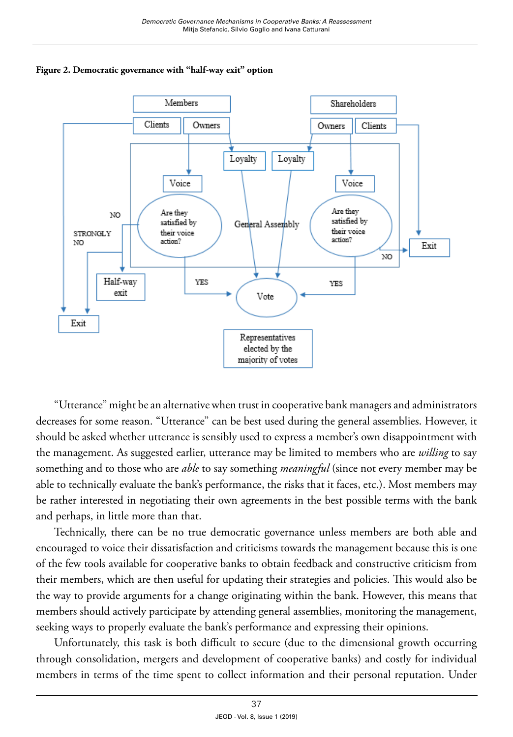**Figure 2. Democratic governance with "half-way exit" option**

"Utterance" might be an alternative when trust in cooperative bank managers and administrators decreases for some reason. "Utterance" can be best used during the general assemblies. However, it should be asked whether utterance is sensibly used to express a member's own disappointment with the management. As suggested earlier, utterance may be limited to members who are *willing* to say something and to those who are *able* to say something *meaningful* (since not every member may be able to technically evaluate the bank's performance, the risks that it faces, etc.). Most members may be rather interested in negotiating their own agreements in the best possible terms with the bank and perhaps, in little more than that.

Technically, there can be no true democratic governance unless members are both able and encouraged to voice their dissatisfaction and criticisms towards the management because this is one of the few tools available for cooperative banks to obtain feedback and constructive criticism from their members, which are then useful for updating their strategies and policies. This would also be the way to provide arguments for a change originating within the bank. However, this means that members should actively participate by attending general assemblies, monitoring the management, seeking ways to properly evaluate the bank's performance and expressing their opinions.

Unfortunately, this task is both difficult to secure (due to the dimensional growth occurring through consolidation, mergers and development of cooperative banks) and costly for individual members in terms of the time spent to collect information and their personal reputation. Under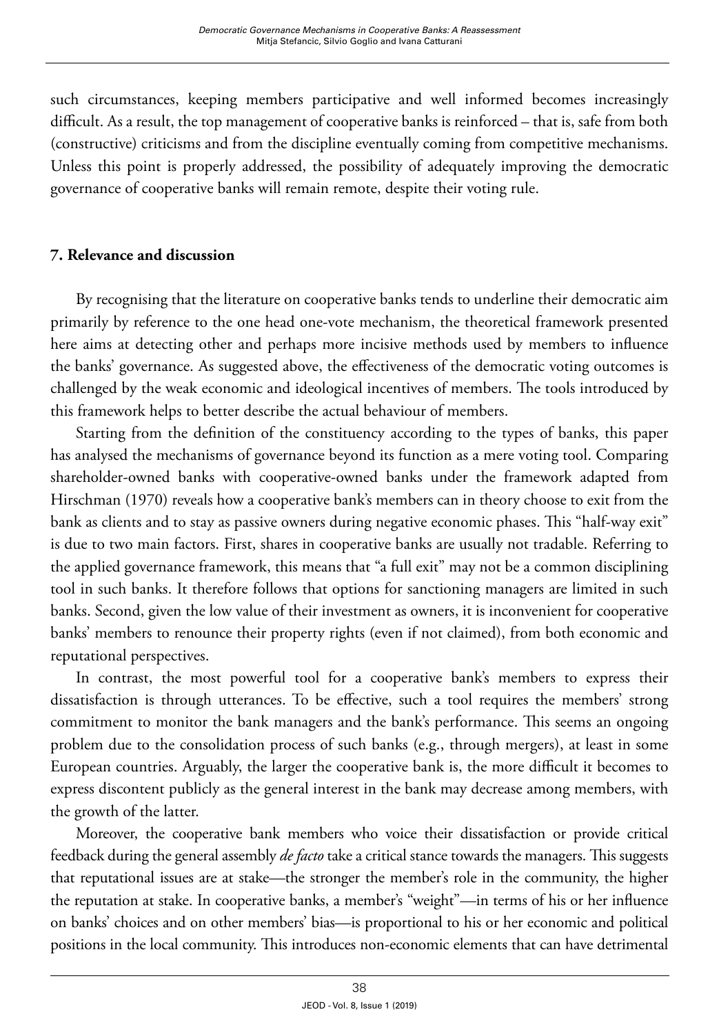such circumstances, keeping members participative and well informed becomes increasingly difficult. As a result, the top management of cooperative banks is reinforced – that is, safe from both (constructive) criticisms and from the discipline eventually coming from competitive mechanisms. Unless this point is properly addressed, the possibility of adequately improving the democratic governance of cooperative banks will remain remote, despite their voting rule.

## 7. Relevance and discussion

By recognising that the literature on cooperative banks tends to underline their democratic aim primarily by reference to the one head one-vote mechanism, the theoretical framework presented here aims at detecting other and perhaps more incisive methods used by members to influence the banks' governance. As suggested above, the effectiveness of the democratic voting outcomes is challenged by the weak economic and ideological incentives of members. The tools introduced by this framework helps to better describe the actual behaviour of members.

Starting from the definition of the constituency according to the types of banks, this paper has analysed the mechanisms of governance beyond its function as a mere voting tool. Comparing shareholder-owned banks with cooperative-owned banks under the framework adapted from Hirschman (1970) reveals how a cooperative bank's members can in theory choose to exit from the bank as clients and to stay as passive owners during negative economic phases. This "half-way exit" is due to two main factors. First, shares in cooperative banks are usually not tradable. Referring to the applied governance framework, this means that "a full exit" may not be a common disciplining tool in such banks. It therefore follows that options for sanctioning managers are limited in such banks. Second, given the low value of their investment as owners, it is inconvenient for cooperative banks' members to renounce their property rights (even if not claimed), from both economic and reputational perspectives.

In contrast, the most powerful tool for a cooperative bank's members to express their dissatisfaction is through utterances. To be effective, such a tool requires the members' strong commitment to monitor the bank managers and the bank's performance. This seems an ongoing problem due to the consolidation process of such banks (e.g., through mergers), at least in some European countries. Arguably, the larger the cooperative bank is, the more difficult it becomes to express discontent publicly as the general interest in the bank may decrease among members, with the growth of the latter.

Moreover, the cooperative bank members who voice their dissatisfaction or provide critical feedback during the general assembly *de facto* take a critical stance towards the managers. This suggests that reputational issues are at stake—the stronger the member's role in the community, the higher the reputation at stake. In cooperative banks, a member's "weight"—in terms of his or her influence on banks' choices and on other members' bias—is proportional to his or her economic and political positions in the local community. This introduces non-economic elements that can have detrimental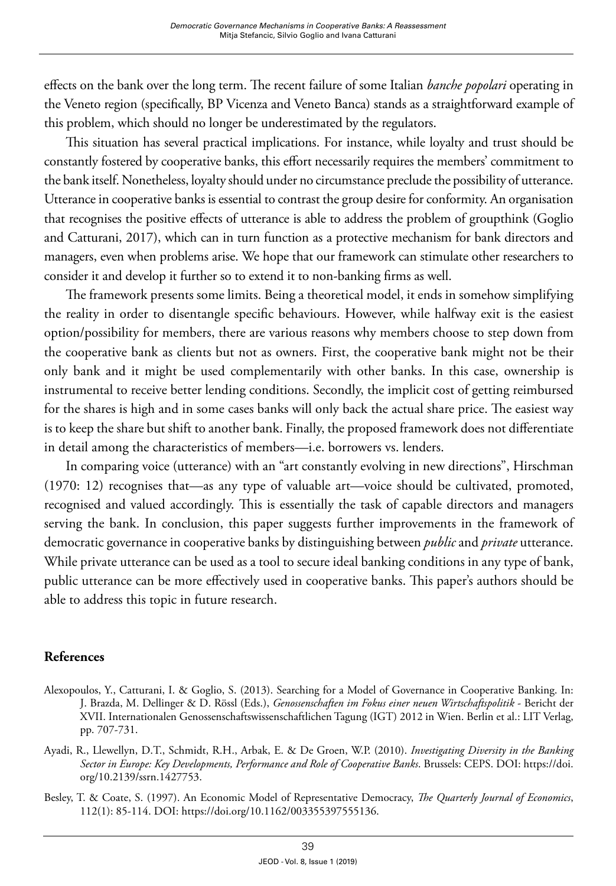effects on the bank over the long term. The recent failure of some Italian *banche popolari* operating in the Veneto region (specifically, BP Vicenza and Veneto Banca) stands as a straightforward example of this problem, which should no longer be underestimated by the regulators.

This situation has several practical implications. For instance, while loyalty and trust should be constantly fostered by cooperative banks, this effort necessarily requires the members' commitment to the bank itself. Nonetheless, loyalty should under no circumstance preclude the possibility of utterance. Utterance in cooperative banks is essential to contrast the group desire for conformity. An organisation that recognises the positive effects of utterance is able to address the problem of groupthink (Goglio and Catturani, 2017), which can in turn function as a protective mechanism for bank directors and managers, even when problems arise. We hope that our framework can stimulate other researchers to consider it and develop it further so to extend it to non-banking firms as well.

The framework presents some limits. Being a theoretical model, it ends in somehow simplifying the reality in order to disentangle specific behaviours. However, while halfway exit is the easiest option/possibility for members, there are various reasons why members choose to step down from the cooperative bank as clients but not as owners. First, the cooperative bank might not be their only bank and it might be used complementarily with other banks. In this case, ownership is instrumental to receive better lending conditions. Secondly, the implicit cost of getting reimbursed for the shares is high and in some cases banks will only back the actual share price. The easiest way is to keep the share but shift to another bank. Finally, the proposed framework does not differentiate in detail among the characteristics of members—i.e. borrowers vs. lenders.

In comparing voice (utterance) with an "art constantly evolving in new directions", Hirschman (1970: 12) recognises that—as any type of valuable art—voice should be cultivated, promoted, recognised and valued accordingly. This is essentially the task of capable directors and managers serving the bank. In conclusion, this paper suggests further improvements in the framework of democratic governance in cooperative banks by distinguishing between *public* and *private* utterance. While private utterance can be used as a tool to secure ideal banking conditions in any type of bank, public utterance can be more effectively used in cooperative banks. This paper's authors should be able to address this topic in future research.

## References

Alexopoulos, Y., Catturani, I. & Goglio, S. (2013). Searching for a Model of Governance in Cooperative Banking. In: J. Brazda, M. Dellinger & D. Rössl (Eds.), *Genossenschaften im Fokus einer neuen Wirtschaftspolitik* - Bericht der XVII. Internationalen Genossenschaftswissenschaftlichen Tagung (IGT) 2012 in Wien. Berlin et al.: LIT Verlag, pp. 707-731.

Ayadi, R., Llewellyn, D.T., Schmidt, R.H., Arbak, E. & De Groen, W.P. (2010). *Investigating Diversity in the Banking Sector in Europe: Key Developments, Performance and Role of Cooperative Banks*. Brussels: CEPS. DOI: https://doi.org/10.2139/ssrn.1427753.

Besley, T. & Coate, S. (1997). An Economic Model of Representative Democracy, *The Quarterly Journal of Economics*, 112(1): 85-114. DOI: https://doi.org/10.1162/003355397555136.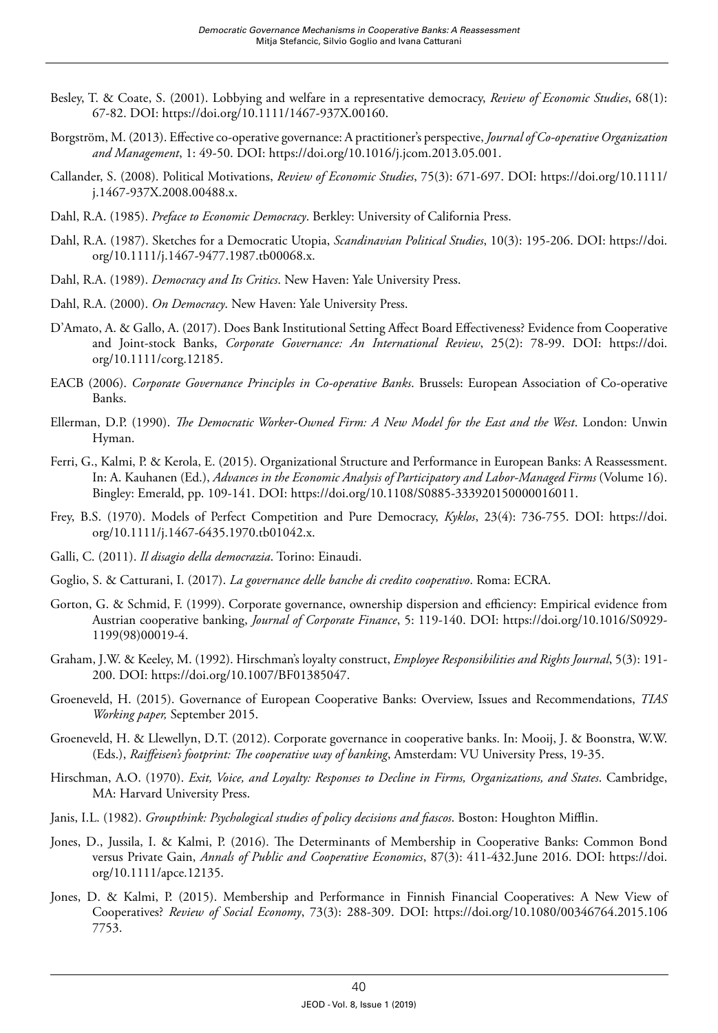Besley, T. & Coate, S. (2001). Lobbying and welfare in a representative democracy, *Review of Economic Studies*, 68(1): 67-82. DOI: https://doi.org/10.1111/1467-937X.00160.

Borgström, M. (2013). Effective co-operative governance: A practitioner's perspective, *Journal of Co-operative Organization and Management*, 1: 49-50. DOI: https://doi.org/10.1016/j.jcom.2013.05.001.

Callander, S. (2008). Political Motivations, *Review of Economic Studies*, 75(3): 671-697. DOI: https://doi.org/10.1111/j.1467-937X.2008.00488.x.

Dahl, R.A. (1985). *Preface to Economic Democracy*. Berkley: University of California Press.

Dahl, R.A. (1987). Sketches for a Democratic Utopia, *Scandinavian Political Studies*, 10(3): 195-206. DOI: https://doi.org/10.1111/j.1467-9477.1987.tb00068.x.

Dahl, R.A. (1989). *Democracy and Its Critics*. New Haven: Yale University Press.

Dahl, R.A. (2000). *On Democracy*. New Haven: Yale University Press.

D'Amato, A. & Gallo, A. (2017). Does Bank Institutional Setting Affect Board Effectiveness? Evidence from Cooperative and Joint-stock Banks, *Corporate Governance: An International Review*, 25(2): 78-99. DOI: https://doi.org/10.1111/corg.12185.

EACB (2006). *Corporate Governance Principles in Co-operative Banks*. Brussels: European Association of Co-operative Banks.

Ellerman, D.P. (1990). *The Democratic Worker-Owned Firm: A New Model for the East and the West*. London: Unwin Hyman.

Ferri, G., Kalmi, P. & Kerola, E. (2015). Organizational Structure and Performance in European Banks: A Reassessment. In: A. Kauhanen (Ed.), *Advances in the Economic Analysis of Participatory and Labor-Managed Firms* (Volume 16). Bingley: Emerald, pp. 109-141. DOI: https://doi.org/10.1108/S0885-333920150000016011.

Frey, B.S. (1970). Models of Perfect Competition and Pure Democracy, *Kyklos*, 23(4): 736-755. DOI: https://doi.org/10.1111/j.1467-6435.1970.tb01042.x.

Galli, C. (2011). *Il disagio della democrazia*. Torino: Einaudi.

Goglio, S. & Catturani, I. (2017). *La governance delle banche di credito cooperativo*. Roma: ECRA.

Gorton, G. & Schmid, F. (1999). Corporate governance, ownership dispersion and efficiency: Empirical evidence from Austrian cooperative banking, *Journal of Corporate Finance*, 5: 119-140. DOI: https://doi.org/10.1016/S0929-1199(98)00019-4.

Graham, J.W. & Keeley, M. (1992). Hirschman's loyalty construct, *Employee Responsibilities and Rights Journal*, 5(3): 191-200. DOI: https://doi.org/10.1007/BF01385047.

Groeneveld, H. (2015). Governance of European Cooperative Banks: Overview, Issues and Recommendations, *TIAS Working paper,* September 2015.

Groeneveld, H. & Llewellyn, D.T. (2012). Corporate governance in cooperative banks. In: Mooij, J. & Boonstra, W.W. (Eds.), *Raiffeisen's footprint: The cooperative way of banking*, Amsterdam: VU University Press, 19-35.

Hirschman, A.O. (1970). *Exit, Voice, and Loyalty: Responses to Decline in Firms, Organizations, and States*. Cambridge, MA: Harvard University Press.

Janis, I.L. (1982). *Groupthink: Psychological studies of policy decisions and fiascos*. Boston: Houghton Mifflin.

Jones, D., Jussila, I. & Kalmi, P. (2016). The Determinants of Membership in Cooperative Banks: Common Bond versus Private Gain, *Annals of Public and Cooperative Economics*, 87(3): 411-432.June 2016. DOI: https://doi.org/10.1111/apce.12135.

Jones, D. & Kalmi, P. (2015). Membership and Performance in Finnish Financial Cooperatives: A New View of Cooperatives? *Review of Social Economy*, 73(3): 288-309. DOI: https://doi.org/10.1080/00346764.2015.1067753.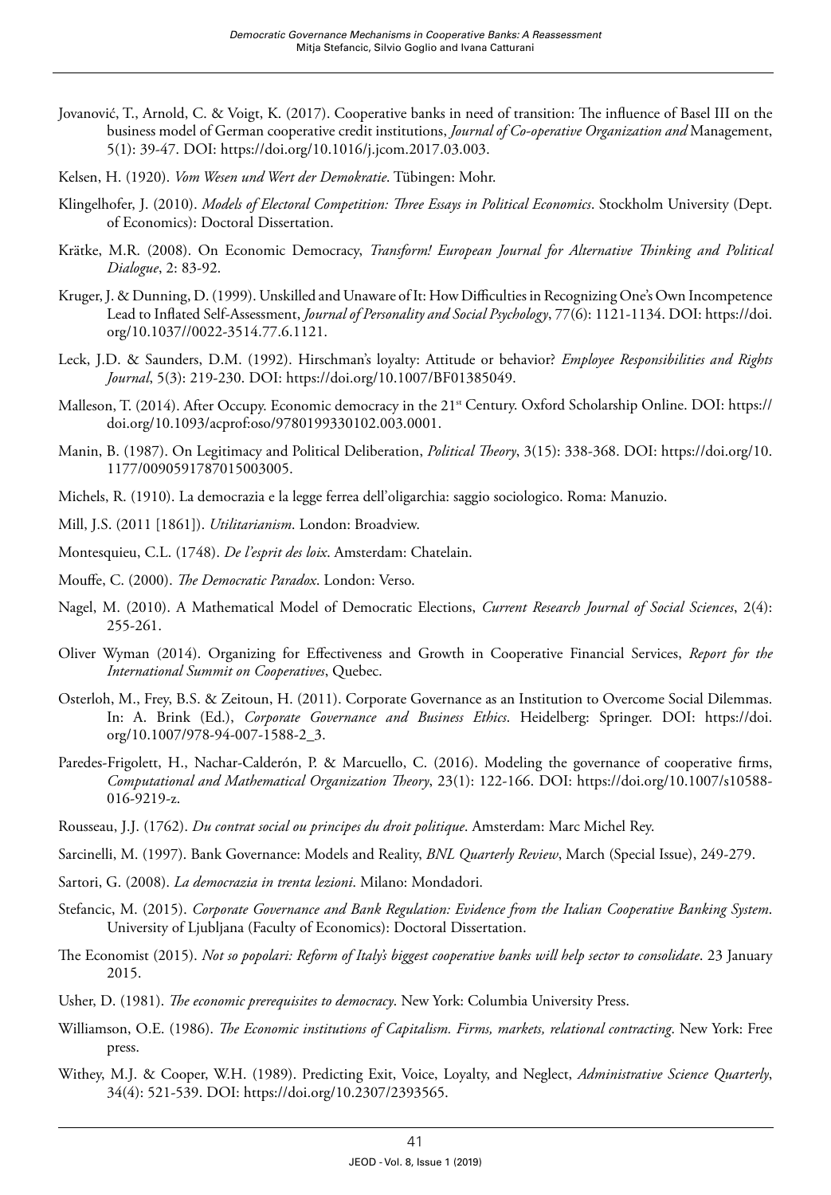Jovanović, T., Arnold, C. & Voigt, K. (2017). Cooperative banks in need of transition: The influence of Basel III on the business model of German cooperative credit institutions, *Journal of Co-operative Organization and* Management, 5(1): 39-47. DOI: https://doi.org/10.1016/j.jcom.2017.03.003.

Kelsen, H. (1920). *Vom Wesen und Wert der Demokratie*. Tübingen: Mohr.

Klingelhofer, J. (2010). *Models of Electoral Competition: Three Essays in Political Economics*. Stockholm University (Dept. of Economics): Doctoral Dissertation.

Krätke, M.R. (2008). On Economic Democracy, *Transform! European Journal for Alternative Thinking and Political Dialogue*, 2: 83-92.

Kruger, J. & Dunning, D. (1999). Unskilled and Unaware of It: How Difficulties in Recognizing One's Own Incompetence Lead to Inflated Self-Assessment, *Journal of Personality and Social Psychology*, 77(6): 1121-1134. DOI: https://doi.org/10.1037//0022-3514.77.6.1121.

Leck, J.D. & Saunders, D.M. (1992). Hirschman's loyalty: Attitude or behavior? *Employee Responsibilities and Rights Journal*, 5(3): 219-230. DOI: https://doi.org/10.1007/BF01385049.

Malleson, T. (2014). After Occupy. Economic democracy in the 21st Century. Oxford Scholarship Online. DOI: https://doi.org/10.1093/acprof:oso/9780199330102.003.0001.

Manin, B. (1987). On Legitimacy and Political Deliberation, *Political Theory*, 3(15): 338-368. DOI: https://doi.org/10.1177/0090591787015003005.

Michels, R. (1910). La democrazia e la legge ferrea dell'oligarchia: saggio sociologico. Roma: Manuzio.

Mill, J.S. (2011 [1861]). *Utilitarianism*. London: Broadview.

Montesquieu, C.L. (1748). *De l'esprit des loix*. Amsterdam: Chatelain.

Mouffe, C. (2000). *The Democratic Paradox*. London: Verso.

Nagel, M. (2010). A Mathematical Model of Democratic Elections, *Current Research Journal of Social Sciences*, 2(4): 255-261.

Oliver Wyman (2014). Organizing for Effectiveness and Growth in Cooperative Financial Services, *Report for the International Summit on Cooperatives*, Quebec.

Osterloh, M., Frey, B.S. & Zeitoun, H. (2011). Corporate Governance as an Institution to Overcome Social Dilemmas. In: A. Brink (Ed.), *Corporate Governance and Business Ethics*. Heidelberg: Springer. DOI: https://doi.org/10.1007/978-94-007-1588-2_3.

Paredes-Frigolett, H., Nachar-Calderón, P. & Marcuello, C. (2016). Modeling the governance of cooperative firms, *Computational and Mathematical Organization Theory*, 23(1): 122-166. DOI: https://doi.org/10.1007/s10588-016-9219-z.

Rousseau, J.J. (1762). *Du contrat social ou principes du droit politique*. Amsterdam: Marc Michel Rey.

Sarcinelli, M. (1997). Bank Governance: Models and Reality, *BNL Quarterly Review*, March (Special Issue), 249-279.

Sartori, G. (2008). *La democrazia in trenta lezioni*. Milano: Mondadori.

Stefancic, M. (2015). *Corporate Governance and Bank Regulation: Evidence from the Italian Cooperative Banking System*. University of Ljubljana (Faculty of Economics): Doctoral Dissertation.

The Economist (2015). *Not so popolari: Reform of Italy's biggest cooperative banks will help sector to consolidate*. 23 January 2015.

Usher, D. (1981). *The economic prerequisites to democracy*. New York: Columbia University Press.

Williamson, O.E. (1986). *The Economic institutions of Capitalism. Firms, markets, relational contracting*. New York: Free press.

Withey, M.J. & Cooper, W.H. (1989). Predicting Exit, Voice, Loyalty, and Neglect, *Administrative Science Quarterly*, 34(4): 521-539. DOI: https://doi.org/10.2307/2393565.